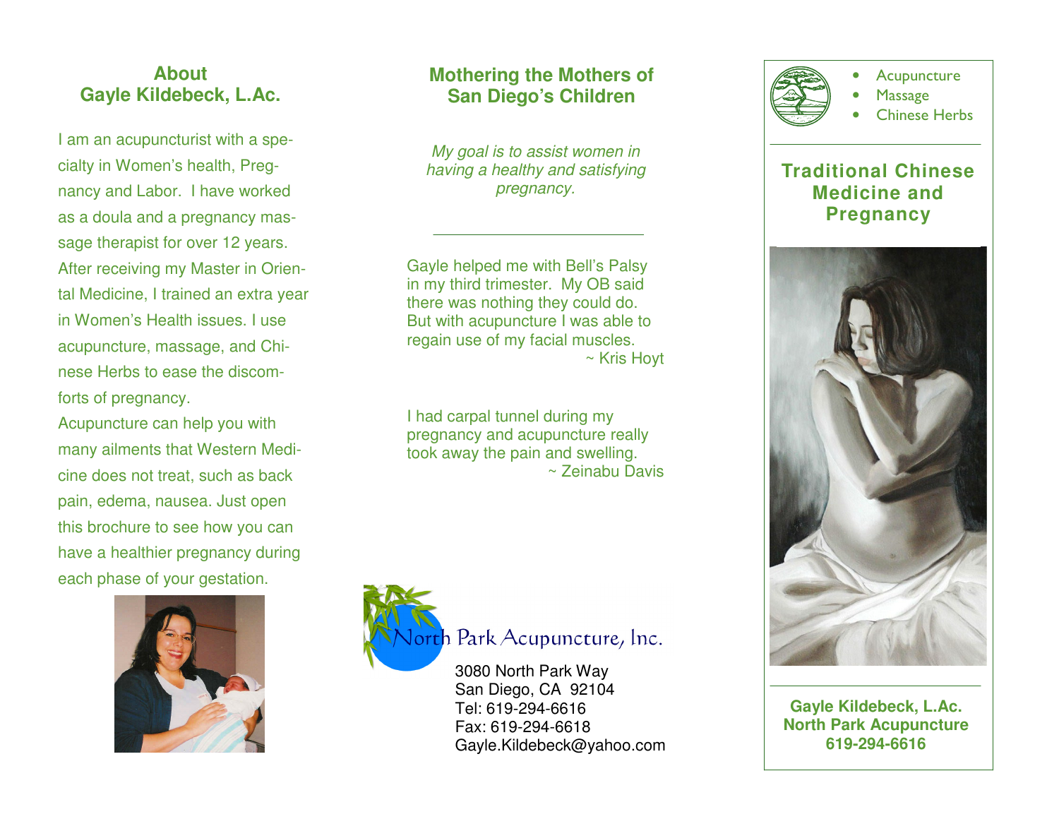## About Gayle Kildebeck, L.Ac.

I am an acupuncturist with a specialty in Women's health, Pregnancy and Labor. I have worked as a doula and a pregnancy massage therapist for over 12 years. After receiving my Master in Oriental Medicine, I trained an extra year in Women's Health issues. I use acupuncture, massage, and Chinese Herbs to ease the discomforts of pregnancy.

Acupuncture can help you with many ailments that Western Medicine does not treat, such as back pain, edema, nausea. Just open this brochure to see how you can have a healthier pregnancy during each phase of your gestation.

## Mothering the Mothers of San Diego's Children

*My goal is to assist women in having a healthy and satisfying pregnancy.*

---

Gayle helped me with Bell's Palsy in my third trimester. My OB said there was nothing they could do. But with acupuncture I was able to regain use of my facial muscles.

~ Kris Hoyt

I had carpal tunnel during my pregnancy and acupuncture really took away the pain and swelling.

~ Zeinabu Davis

North Park Acupuncture, Inc.

3080 North Park Way
San Diego, CA 92104
Tel: 619-294-6616
Fax: 619-294-6618
Gayle.Kildebeck@yahoo.com

- Acupuncture
- Massage
- Chinese Herbs

---

## Traditional Chinese Medicine and Pregnancy

---

**Gayle Kildebeck, L.Ac.**
**North Park Acupuncture**
**619-294-6616**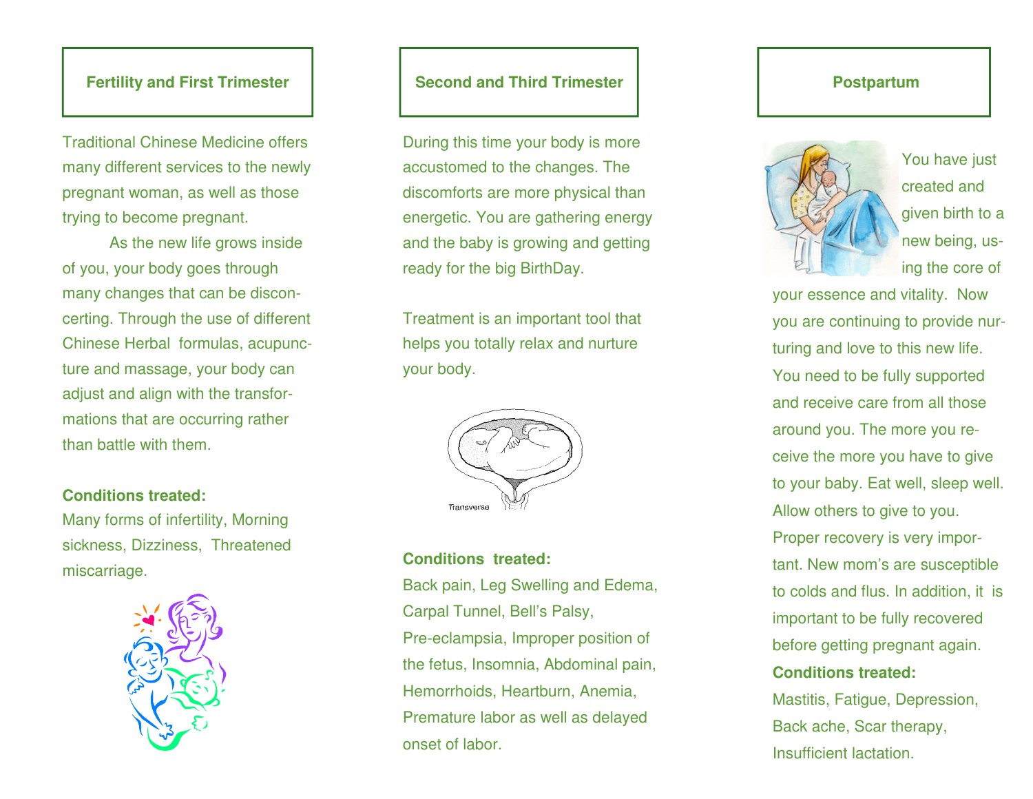## Fertility and First Trimester

Traditional Chinese Medicine offers many different services to the newly pregnant woman, as well as those trying to become pregnant.

As the new life grows inside of you, your body goes through many changes that can be disconcerting. Through the use of different Chinese Herbal formulas, acupuncture and massage, your body can adjust and align with the transformations that are occurring rather than battle with them.

**Conditions treated:**
Many forms of infertility, Morning sickness, Dizziness, Threatened miscarriage.

## Second and Third Trimester

During this time your body is more accustomed to the changes. The discomforts are more physical than energetic. You are gathering energy and the baby is growing and getting ready for the big BirthDay.

Treatment is an important tool that helps you totally relax and nurture your body.

Transverse

**Conditions treated:**
Back pain, Leg Swelling and Edema, Carpal Tunnel, Bell's Palsy, Pre-eclampsia, Improper position of the fetus, Insomnia, Abdominal pain, Hemorrhoids, Heartburn, Anemia, Premature labor as well as delayed onset of labor.

## Postpartum

You have just created and given birth to a new being, using the core of your essence and vitality. Now you are continuing to provide nurturing and love to this new life. You need to be fully supported and receive care from all those around you. The more you receive the more you have to give to your baby. Eat well, sleep well. Allow others to give to you. Proper recovery is very important. New mom's are susceptible to colds and flus. In addition, it is important to be fully recovered before getting pregnant again.

**Conditions treated:**
Mastitis, Fatigue, Depression, Back ache, Scar therapy, Insufficient lactation.